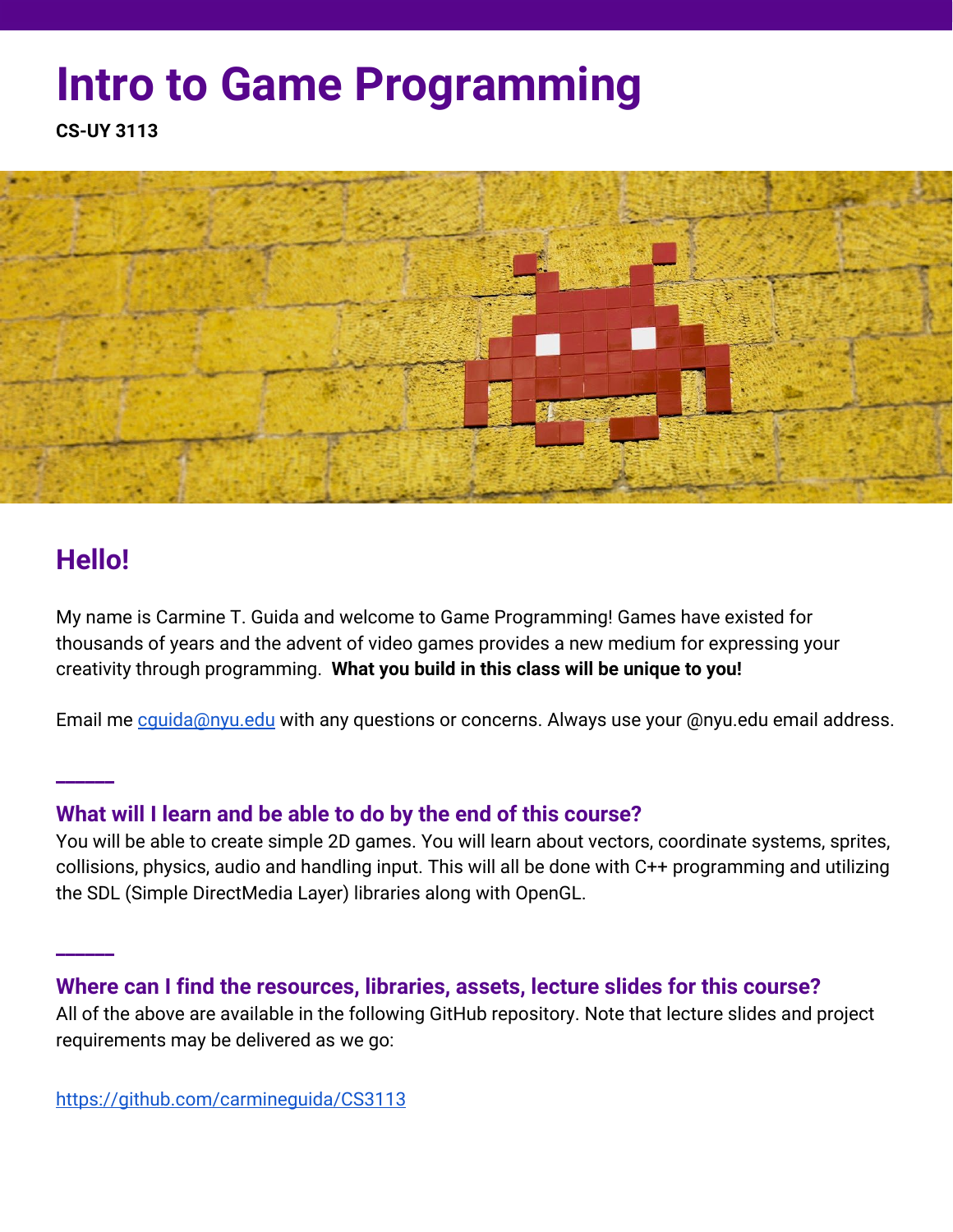# Intro to Game Programming

**CS-UY 3113**

## Hello!

My name is Carmine T. Guida and welcome to Game Programming! Games have existed for thousands of years and the advent of video games provides a new medium for expressing your creativity through programming. **What you build in this class will be unique to you!**

Email me cguida@nyu.edu with any questions or concerns. Always use your @nyu.edu email address.

---

### What will I learn and be able to do by the end of this course?

You will be able to create simple 2D games. You will learn about vectors, coordinate systems, sprites, collisions, physics, audio and handling input. This will all be done with C++ programming and utilizing the SDL (Simple DirectMedia Layer) libraries along with OpenGL.

---

### Where can I find the resources, libraries, assets, lecture slides for this course?

All of the above are available in the following GitHub repository. Note that lecture slides and project requirements may be delivered as we go:

https://github.com/carmineguida/CS3113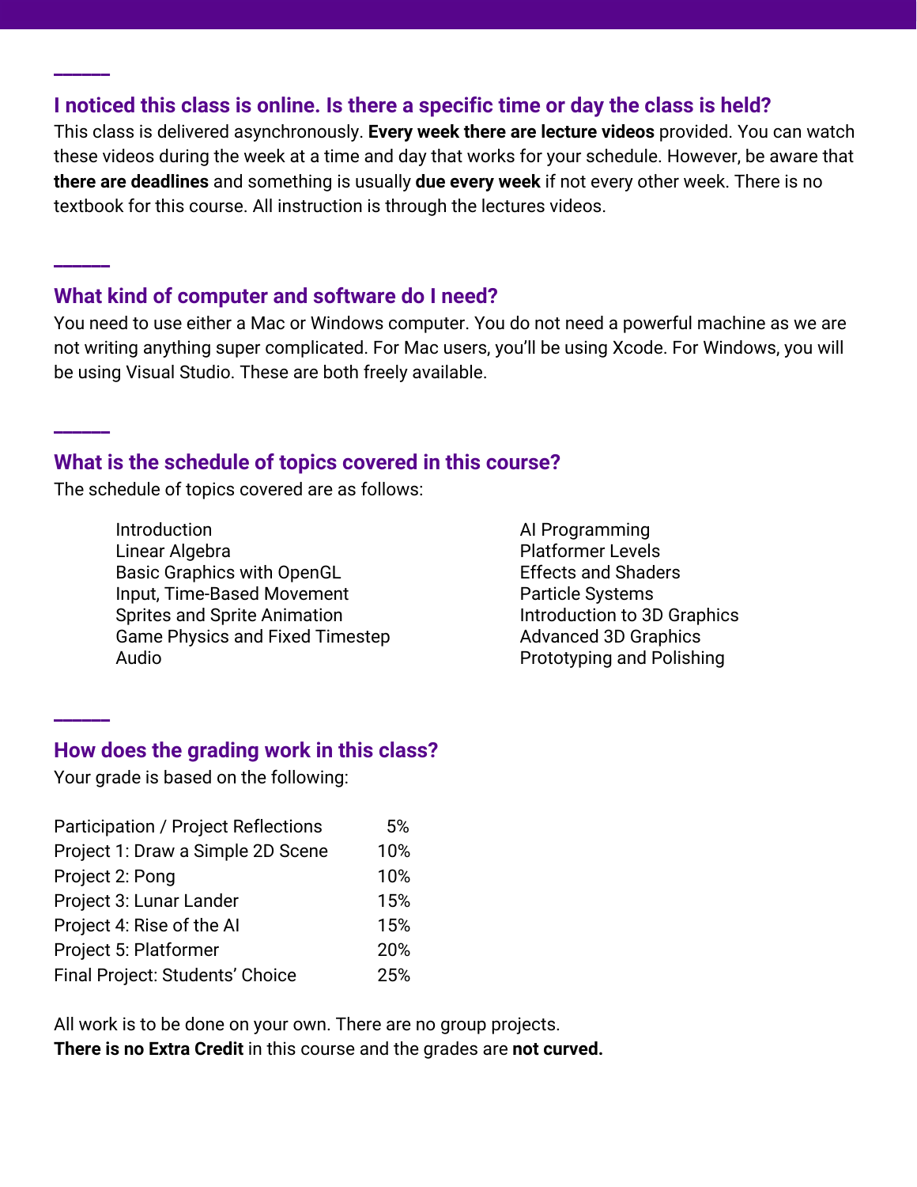## I noticed this class is online. Is there a specific time or day the class is held?

This class is delivered asynchronously. **Every week there are lecture videos** provided. You can watch these videos during the week at a time and day that works for your schedule. However, be aware that **there are deadlines** and something is usually **due every week** if not every other week. There is no textbook for this course. All instruction is through the lectures videos.

## What kind of computer and software do I need?

You need to use either a Mac or Windows computer. You do not need a powerful machine as we are not writing anything super complicated. For Mac users, you'll be using Xcode. For Windows, you will be using Visual Studio. These are both freely available.

## What is the schedule of topics covered in this course?

The schedule of topics covered are as follows:

- Introduction
- Linear Algebra
- Basic Graphics with OpenGL
- Input, Time-Based Movement
- Sprites and Sprite Animation
- Game Physics and Fixed Timestep
- Audio
- AI Programming
- Platformer Levels
- Effects and Shaders
- Particle Systems
- Introduction to 3D Graphics
- Advanced 3D Graphics
- Prototyping and Polishing

## How does the grading work in this class?

Your grade is based on the following:

| Component | Weight |
|---|---|
| Participation / Project Reflections | 5% |
| Project 1: Draw a Simple 2D Scene | 10% |
| Project 2: Pong | 10% |
| Project 3: Lunar Lander | 15% |
| Project 4: Rise of the AI | 15% |
| Project 5: Platformer | 20% |
| Final Project: Students' Choice | 25% |

All work is to be done on your own. There are no group projects.
**There is no Extra Credit** in this course and the grades are **not curved.**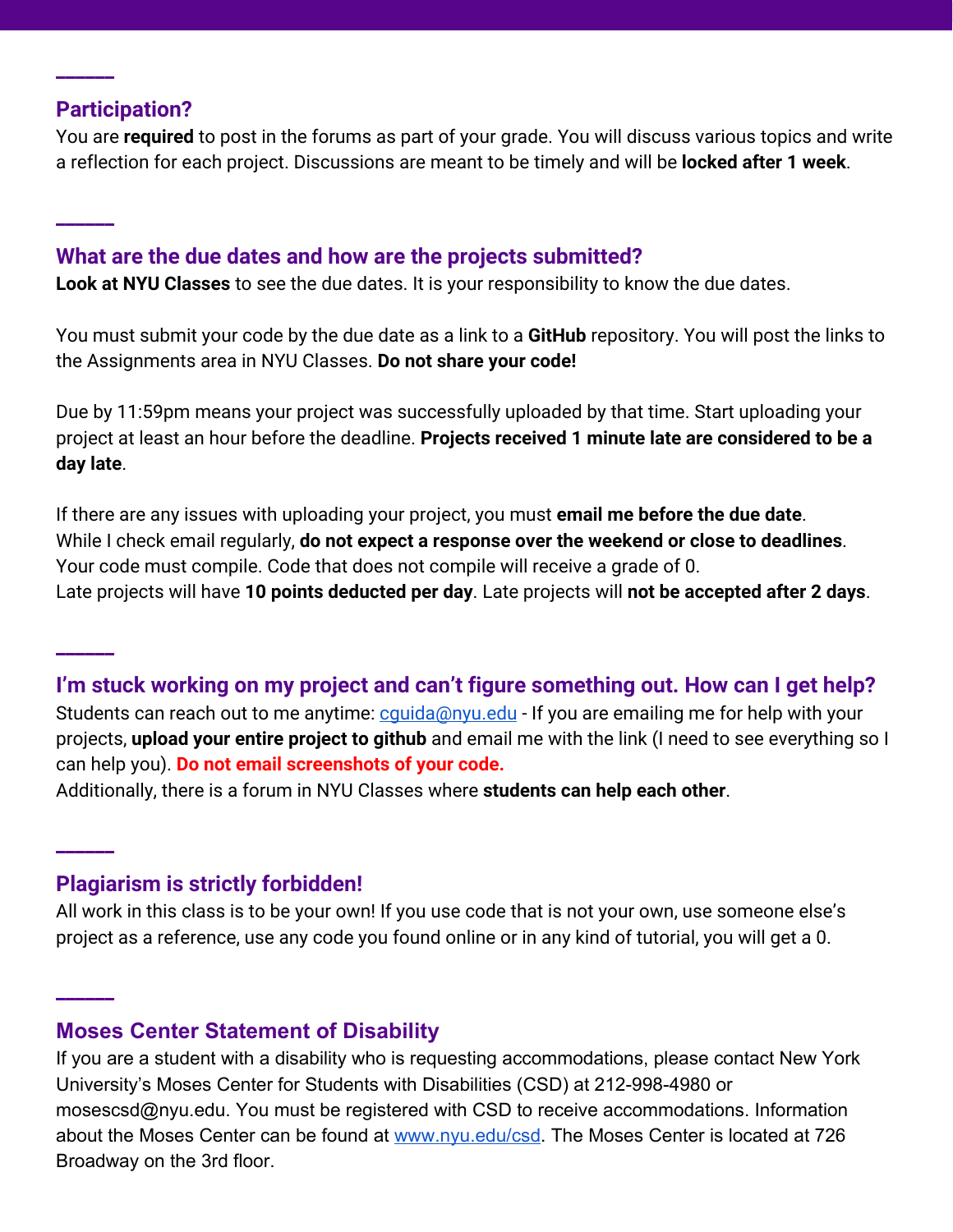## Participation?

You are **required** to post in the forums as part of your grade. You will discuss various topics and write a reflection for each project. Discussions are meant to be timely and will be **locked after 1 week**.

## What are the due dates and how are the projects submitted?

**Look at NYU Classes** to see the due dates. It is your responsibility to know the due dates.

You must submit your code by the due date as a link to a **GitHub** repository. You will post the links to the Assignments area in NYU Classes. **Do not share your code!**

Due by 11:59pm means your project was successfully uploaded by that time. Start uploading your project at least an hour before the deadline. **Projects received 1 minute late are considered to be a day late**.

If there are any issues with uploading your project, you must **email me before the due date**.
While I check email regularly, **do not expect a response over the weekend or close to deadlines**.
Your code must compile. Code that does not compile will receive a grade of 0.
Late projects will have **10 points deducted per day**. Late projects will **not be accepted after 2 days**.

## I'm stuck working on my project and can't figure something out. How can I get help?

Students can reach out to me anytime: [cguida@nyu.edu](mailto:cguida@nyu.edu) - If you are emailing me for help with your projects, **upload your entire project to github** and email me with the link (I need to see everything so I can help you). **Do not email screenshots of your code.**
Additionally, there is a forum in NYU Classes where **students can help each other**.

## Plagiarism is strictly forbidden!

All work in this class is to be your own! If you use code that is not your own, use someone else's project as a reference, use any code you found online or in any kind of tutorial, you will get a 0.

## Moses Center Statement of Disability

If you are a student with a disability who is requesting accommodations, please contact New York University's Moses Center for Students with Disabilities (CSD) at 212-998-4980 or mosescsd@nyu.edu. You must be registered with CSD to receive accommodations. Information about the Moses Center can be found at [www.nyu.edu/csd](http://www.nyu.edu/csd). The Moses Center is located at 726 Broadway on the 3rd floor.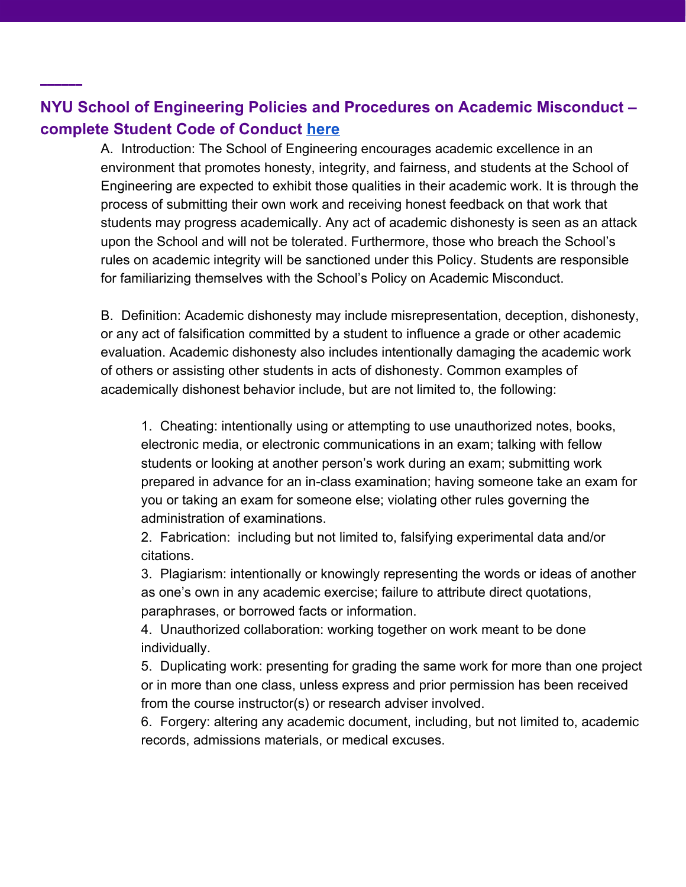## NYU School of Engineering Policies and Procedures on Academic Misconduct – complete Student Code of Conduct [here]

A. Introduction: The School of Engineering encourages academic excellence in an environment that promotes honesty, integrity, and fairness, and students at the School of Engineering are expected to exhibit those qualities in their academic work. It is through the process of submitting their own work and receiving honest feedback on that work that students may progress academically. Any act of academic dishonesty is seen as an attack upon the School and will not be tolerated. Furthermore, those who breach the School's rules on academic integrity will be sanctioned under this Policy. Students are responsible for familiarizing themselves with the School's Policy on Academic Misconduct.

B. Definition: Academic dishonesty may include misrepresentation, deception, dishonesty, or any act of falsification committed by a student to influence a grade or other academic evaluation. Academic dishonesty also includes intentionally damaging the academic work of others or assisting other students in acts of dishonesty. Common examples of academically dishonest behavior include, but are not limited to, the following:

1. Cheating: intentionally using or attempting to use unauthorized notes, books, electronic media, or electronic communications in an exam; talking with fellow students or looking at another person's work during an exam; submitting work prepared in advance for an in-class examination; having someone take an exam for you or taking an exam for someone else; violating other rules governing the administration of examinations.
2. Fabrication: including but not limited to, falsifying experimental data and/or citations.
3. Plagiarism: intentionally or knowingly representing the words or ideas of another as one's own in any academic exercise; failure to attribute direct quotations, paraphrases, or borrowed facts or information.
4. Unauthorized collaboration: working together on work meant to be done individually.
5. Duplicating work: presenting for grading the same work for more than one project or in more than one class, unless express and prior permission has been received from the course instructor(s) or research adviser involved.
6. Forgery: altering any academic document, including, but not limited to, academic records, admissions materials, or medical excuses.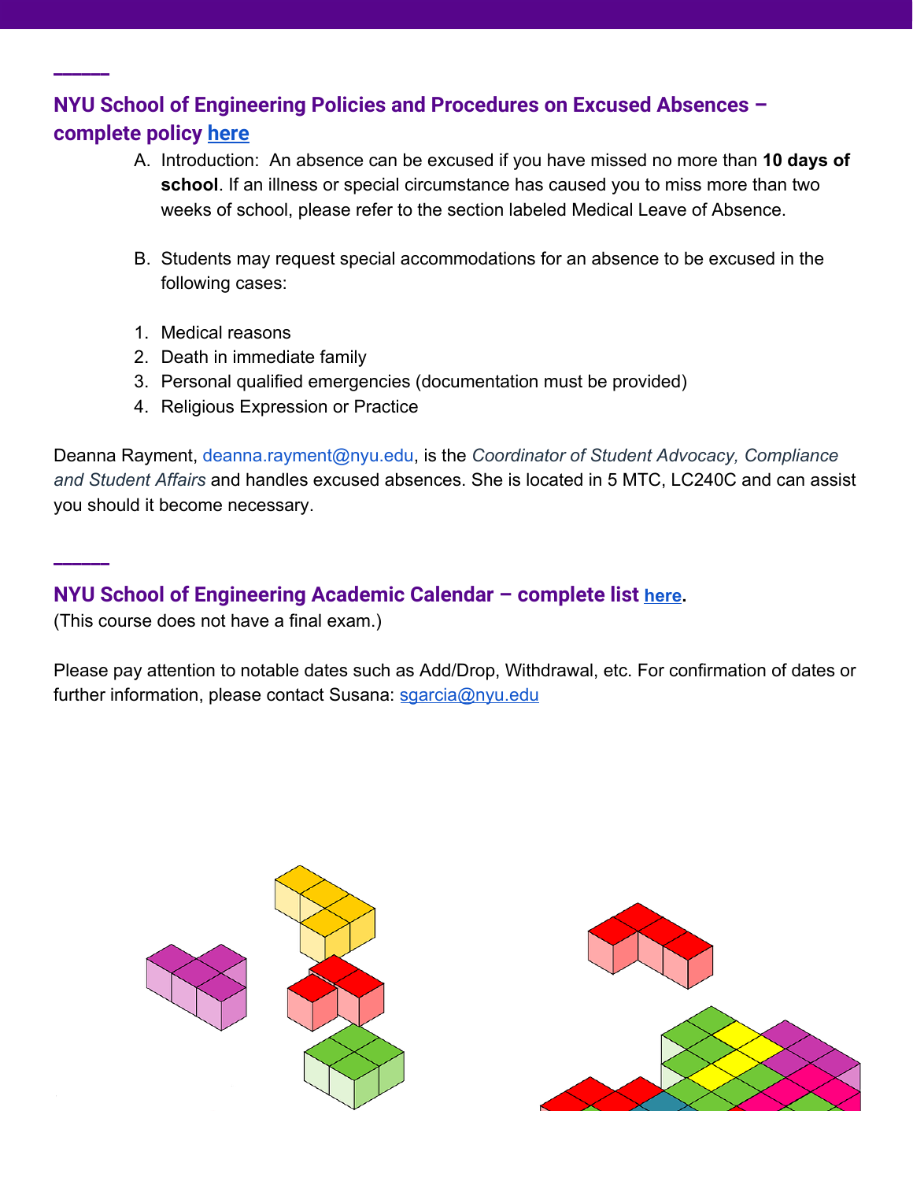## NYU School of Engineering Policies and Procedures on Excused Absences – complete policy [here]

A. Introduction: An absence can be excused if you have missed no more than **10 days of school**. If an illness or special circumstance has caused you to miss more than two weeks of school, please refer to the section labeled Medical Leave of Absence.

B. Students may request special accommodations for an absence to be excused in the following cases:

1. Medical reasons
2. Death in immediate family
3. Personal qualified emergencies (documentation must be provided)
4. Religious Expression or Practice

Deanna Rayment, deanna.rayment@nyu.edu, is the *Coordinator of Student Advocacy, Compliance and Student Affairs* and handles excused absences. She is located in 5 MTC, LC240C and can assist you should it become necessary.

## NYU School of Engineering Academic Calendar – complete list [here].

(This course does not have a final exam.)

Please pay attention to notable dates such as Add/Drop, Withdrawal, etc. For confirmation of dates or further information, please contact Susana: sgarcia@nyu.edu